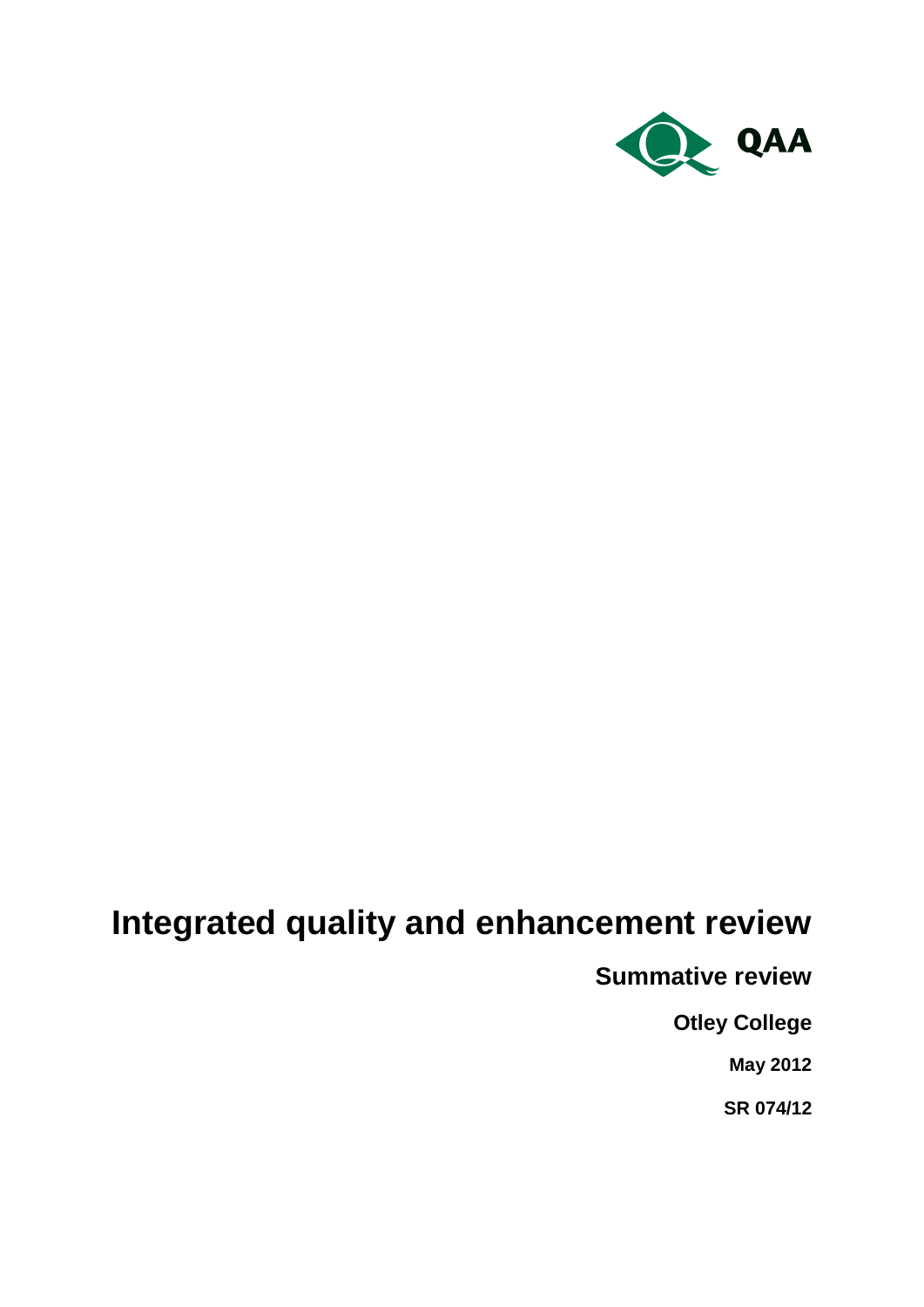QAA

# Integrated quality and enhancement review

## Summative review

### Otley College

**May 2012**

**SR 074/12**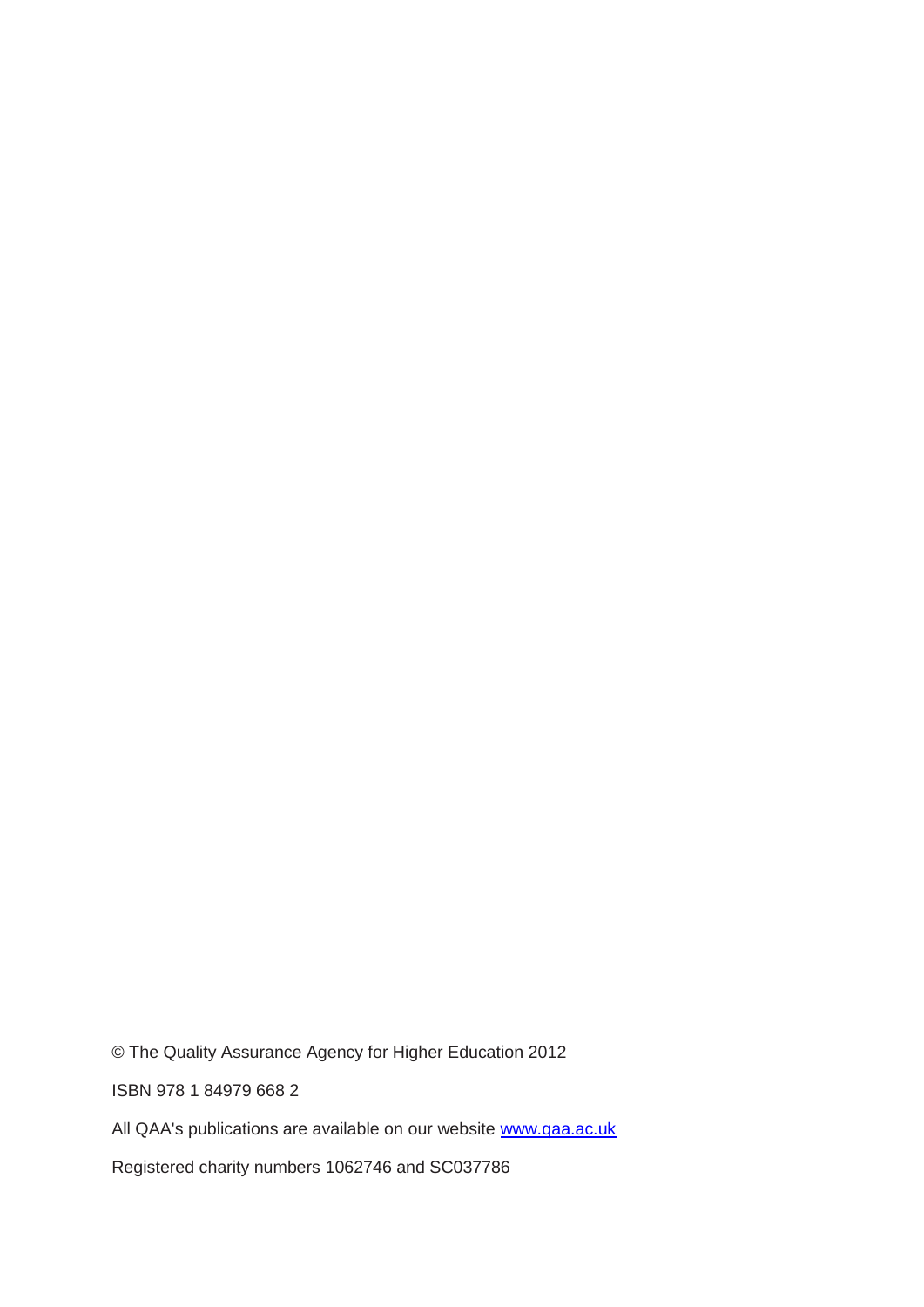© The Quality Assurance Agency for Higher Education 2012

ISBN 978 1 84979 668 2

All QAA's publications are available on our website [www.qaa.ac.uk](http://www.qaa.ac.uk)

Registered charity numbers 1062746 and SC037786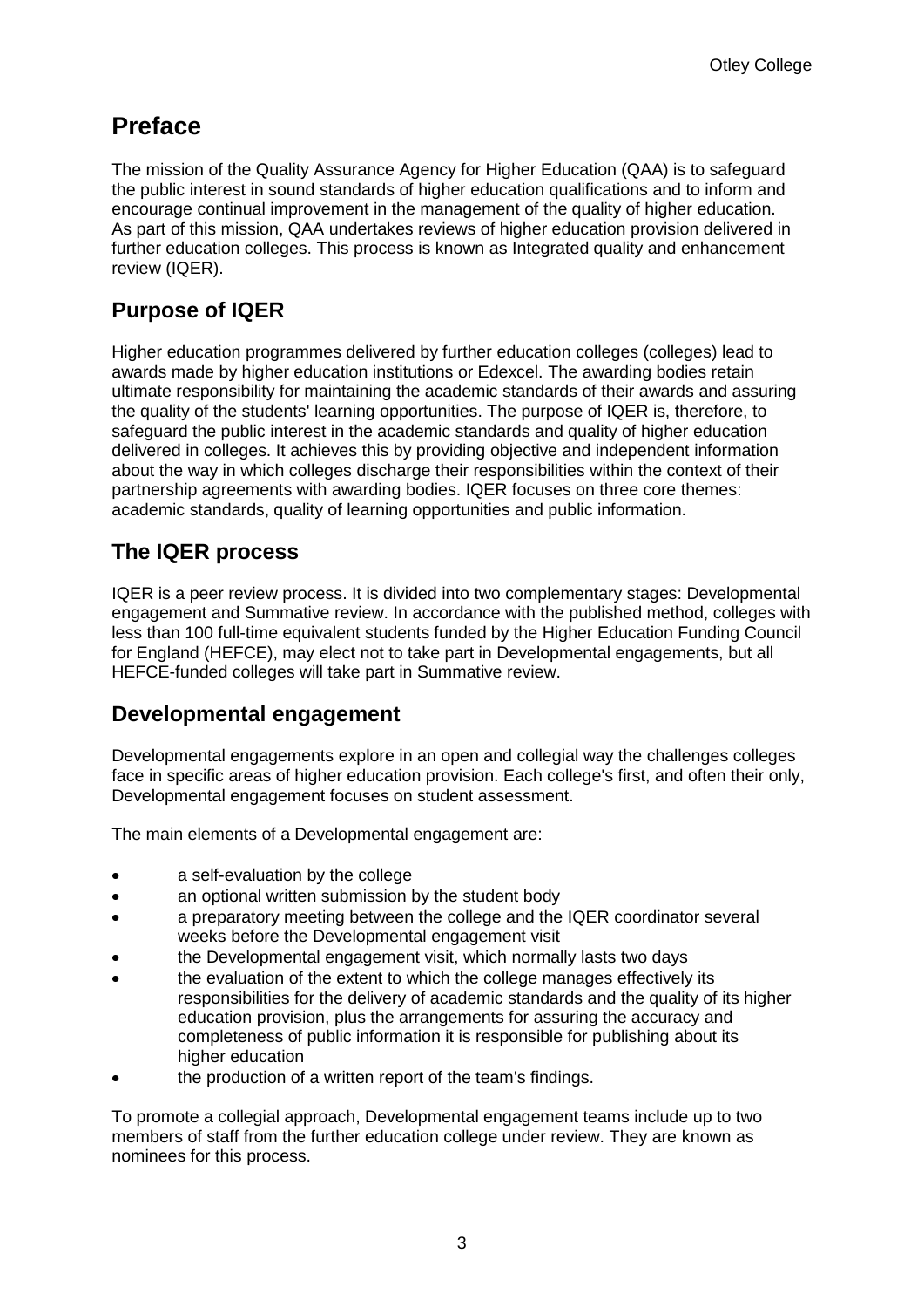# Preface

The mission of the Quality Assurance Agency for Higher Education (QAA) is to safeguard the public interest in sound standards of higher education qualifications and to inform and encourage continual improvement in the management of the quality of higher education. As part of this mission, QAA undertakes reviews of higher education provision delivered in further education colleges. This process is known as Integrated quality and enhancement review (IQER).

## Purpose of IQER

Higher education programmes delivered by further education colleges (colleges) lead to awards made by higher education institutions or Edexcel. The awarding bodies retain ultimate responsibility for maintaining the academic standards of their awards and assuring the quality of the students' learning opportunities. The purpose of IQER is, therefore, to safeguard the public interest in the academic standards and quality of higher education delivered in colleges. It achieves this by providing objective and independent information about the way in which colleges discharge their responsibilities within the context of their partnership agreements with awarding bodies. IQER focuses on three core themes: academic standards, quality of learning opportunities and public information.

## The IQER process

IQER is a peer review process. It is divided into two complementary stages: Developmental engagement and Summative review. In accordance with the published method, colleges with less than 100 full-time equivalent students funded by the Higher Education Funding Council for England (HEFCE), may elect not to take part in Developmental engagements, but all HEFCE-funded colleges will take part in Summative review.

## Developmental engagement

Developmental engagements explore in an open and collegial way the challenges colleges face in specific areas of higher education provision. Each college's first, and often their only, Developmental engagement focuses on student assessment.

The main elements of a Developmental engagement are:

- a self-evaluation by the college
- an optional written submission by the student body
- a preparatory meeting between the college and the IQER coordinator several weeks before the Developmental engagement visit
- the Developmental engagement visit, which normally lasts two days
- the evaluation of the extent to which the college manages effectively its responsibilities for the delivery of academic standards and the quality of its higher education provision, plus the arrangements for assuring the accuracy and completeness of public information it is responsible for publishing about its higher education
- the production of a written report of the team's findings.

To promote a collegial approach, Developmental engagement teams include up to two members of staff from the further education college under review. They are known as nominees for this process.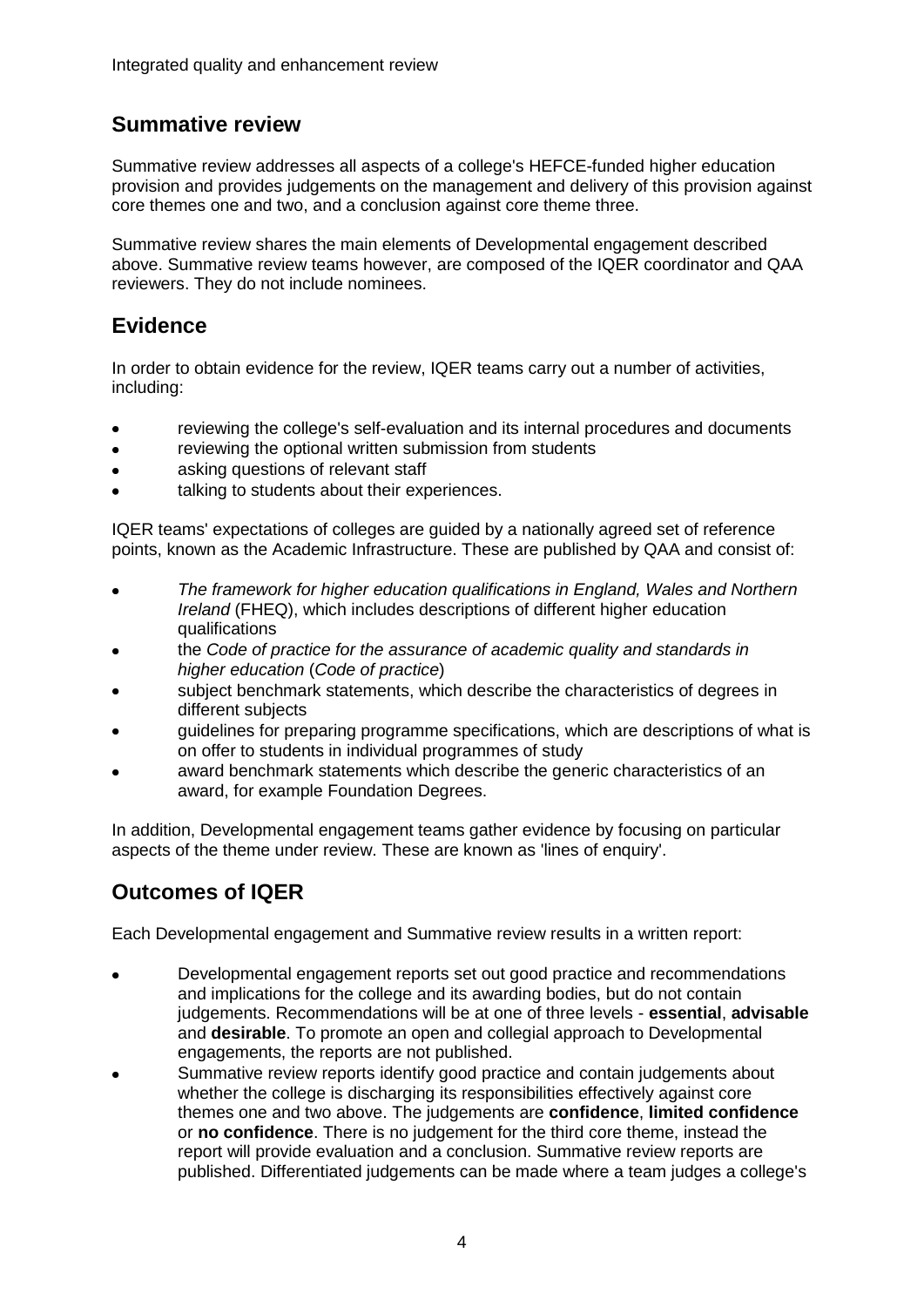## Summative review

Summative review addresses all aspects of a college's HEFCE-funded higher education provision and provides judgements on the management and delivery of this provision against core themes one and two, and a conclusion against core theme three.

Summative review shares the main elements of Developmental engagement described above. Summative review teams however, are composed of the IQER coordinator and QAA reviewers. They do not include nominees.

## Evidence

In order to obtain evidence for the review, IQER teams carry out a number of activities, including:

- reviewing the college's self-evaluation and its internal procedures and documents
- reviewing the optional written submission from students
- asking questions of relevant staff
- talking to students about their experiences.

IQER teams' expectations of colleges are guided by a nationally agreed set of reference points, known as the Academic Infrastructure. These are published by QAA and consist of:

- *The framework for higher education qualifications in England, Wales and Northern Ireland* (FHEQ), which includes descriptions of different higher education qualifications
- the *Code of practice for the assurance of academic quality and standards in higher education* (*Code of practice*)
- subject benchmark statements, which describe the characteristics of degrees in different subjects
- guidelines for preparing programme specifications, which are descriptions of what is on offer to students in individual programmes of study
- award benchmark statements which describe the generic characteristics of an award, for example Foundation Degrees.

In addition, Developmental engagement teams gather evidence by focusing on particular aspects of the theme under review. These are known as 'lines of enquiry'.

## Outcomes of IQER

Each Developmental engagement and Summative review results in a written report:

- Developmental engagement reports set out good practice and recommendations and implications for the college and its awarding bodies, but do not contain judgements. Recommendations will be at one of three levels - **essential**, **advisable** and **desirable**. To promote an open and collegial approach to Developmental engagements, the reports are not published.
- Summative review reports identify good practice and contain judgements about whether the college is discharging its responsibilities effectively against core themes one and two above. The judgements are **confidence**, **limited confidence** or **no confidence**. There is no judgement for the third core theme, instead the report will provide evaluation and a conclusion. Summative review reports are published. Differentiated judgements can be made where a team judges a college's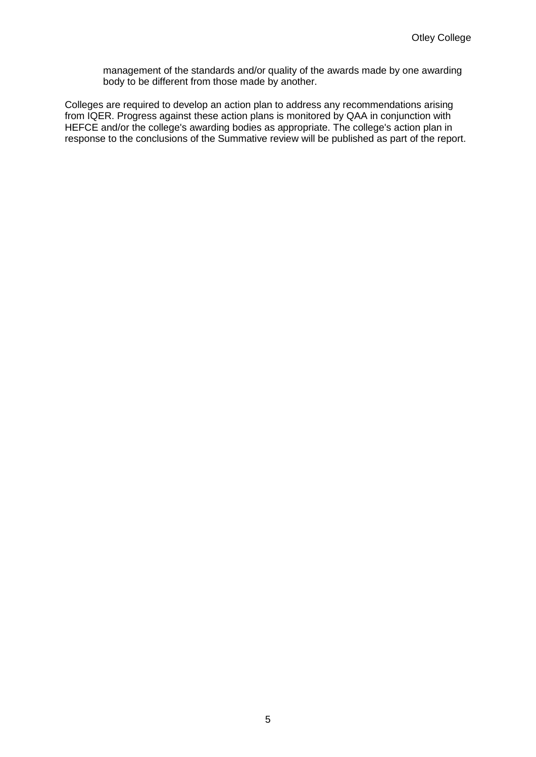management of the standards and/or quality of the awards made by one awarding body to be different from those made by another.

Colleges are required to develop an action plan to address any recommendations arising from IQER. Progress against these action plans is monitored by QAA in conjunction with HEFCE and/or the college's awarding bodies as appropriate. The college's action plan in response to the conclusions of the Summative review will be published as part of the report.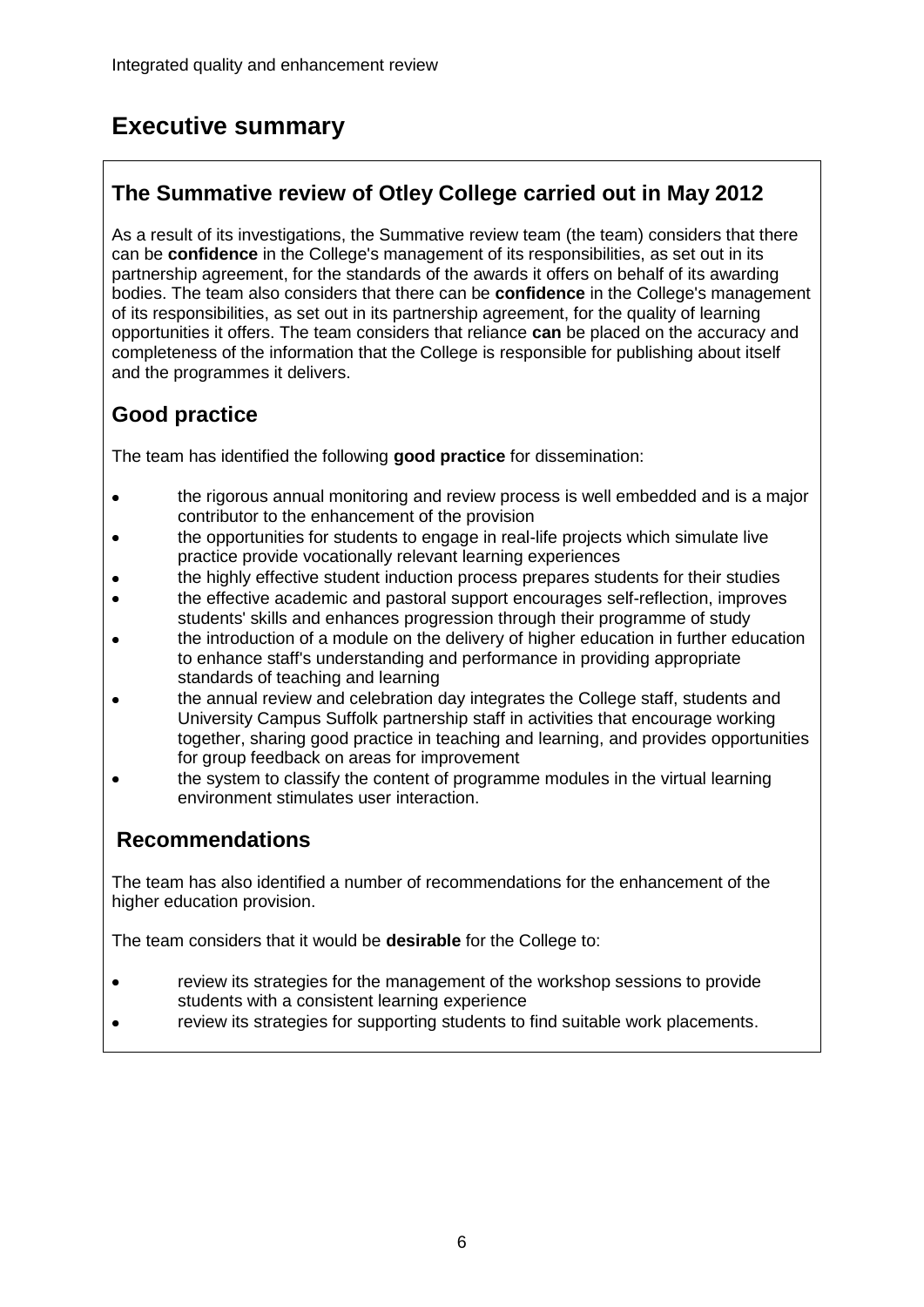# Executive summary

## The Summative review of Otley College carried out in May 2012

As a result of its investigations, the Summative review team (the team) considers that there can be **confidence** in the College's management of its responsibilities, as set out in its partnership agreement, for the standards of the awards it offers on behalf of its awarding bodies. The team also considers that there can be **confidence** in the College's management of its responsibilities, as set out in its partnership agreement, for the quality of learning opportunities it offers. The team considers that reliance **can** be placed on the accuracy and completeness of the information that the College is responsible for publishing about itself and the programmes it delivers.

## Good practice

The team has identified the following **good practice** for dissemination:

- the rigorous annual monitoring and review process is well embedded and is a major contributor to the enhancement of the provision
- the opportunities for students to engage in real-life projects which simulate live practice provide vocationally relevant learning experiences
- the highly effective student induction process prepares students for their studies
- the effective academic and pastoral support encourages self-reflection, improves students' skills and enhances progression through their programme of study
- the introduction of a module on the delivery of higher education in further education to enhance staff's understanding and performance in providing appropriate standards of teaching and learning
- the annual review and celebration day integrates the College staff, students and University Campus Suffolk partnership staff in activities that encourage working together, sharing good practice in teaching and learning, and provides opportunities for group feedback on areas for improvement
- the system to classify the content of programme modules in the virtual learning environment stimulates user interaction.

## Recommendations

The team has also identified a number of recommendations for the enhancement of the higher education provision.

The team considers that it would be **desirable** for the College to:

- review its strategies for the management of the workshop sessions to provide students with a consistent learning experience
- review its strategies for supporting students to find suitable work placements.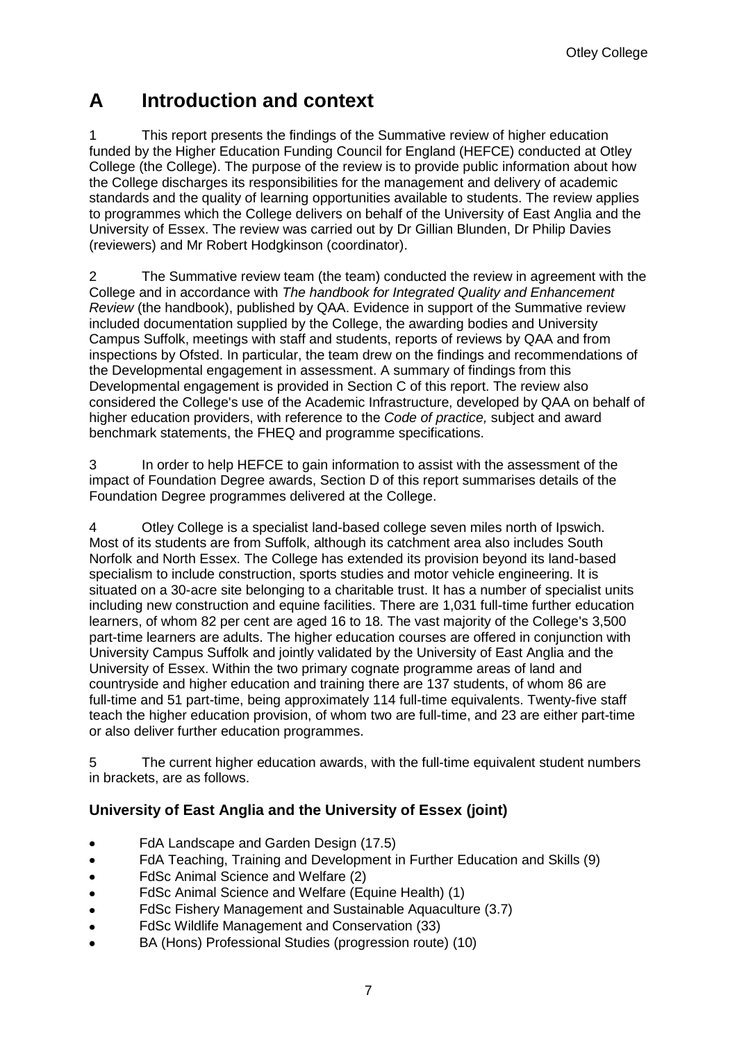# A Introduction and context

1 This report presents the findings of the Summative review of higher education funded by the Higher Education Funding Council for England (HEFCE) conducted at Otley College (the College). The purpose of the review is to provide public information about how the College discharges its responsibilities for the management and delivery of academic standards and the quality of learning opportunities available to students. The review applies to programmes which the College delivers on behalf of the University of East Anglia and the University of Essex. The review was carried out by Dr Gillian Blunden, Dr Philip Davies (reviewers) and Mr Robert Hodgkinson (coordinator).

2 The Summative review team (the team) conducted the review in agreement with the College and in accordance with *The handbook for Integrated Quality and Enhancement Review* (the handbook), published by QAA. Evidence in support of the Summative review included documentation supplied by the College, the awarding bodies and University Campus Suffolk, meetings with staff and students, reports of reviews by QAA and from inspections by Ofsted. In particular, the team drew on the findings and recommendations of the Developmental engagement in assessment. A summary of findings from this Developmental engagement is provided in Section C of this report. The review also considered the College's use of the Academic Infrastructure, developed by QAA on behalf of higher education providers, with reference to the *Code of practice,* subject and award benchmark statements, the FHEQ and programme specifications.

3 In order to help HEFCE to gain information to assist with the assessment of the impact of Foundation Degree awards, Section D of this report summarises details of the Foundation Degree programmes delivered at the College.

4 Otley College is a specialist land-based college seven miles north of Ipswich. Most of its students are from Suffolk, although its catchment area also includes South Norfolk and North Essex. The College has extended its provision beyond its land-based specialism to include construction, sports studies and motor vehicle engineering. It is situated on a 30-acre site belonging to a charitable trust. It has a number of specialist units including new construction and equine facilities. There are 1,031 full-time further education learners, of whom 82 per cent are aged 16 to 18. The vast majority of the College's 3,500 part-time learners are adults. The higher education courses are offered in conjunction with University Campus Suffolk and jointly validated by the University of East Anglia and the University of Essex. Within the two primary cognate programme areas of land and countryside and higher education and training there are 137 students, of whom 86 are full-time and 51 part-time, being approximately 114 full-time equivalents. Twenty-five staff teach the higher education provision, of whom two are full-time, and 23 are either part-time or also deliver further education programmes.

5 The current higher education awards, with the full-time equivalent student numbers in brackets, are as follows.

### University of East Anglia and the University of Essex (joint)

- FdA Landscape and Garden Design (17.5)
- FdA Teaching, Training and Development in Further Education and Skills (9)
- FdSc Animal Science and Welfare (2)
- FdSc Animal Science and Welfare (Equine Health) (1)
- FdSc Fishery Management and Sustainable Aquaculture (3.7)
- FdSc Wildlife Management and Conservation (33)
- BA (Hons) Professional Studies (progression route) (10)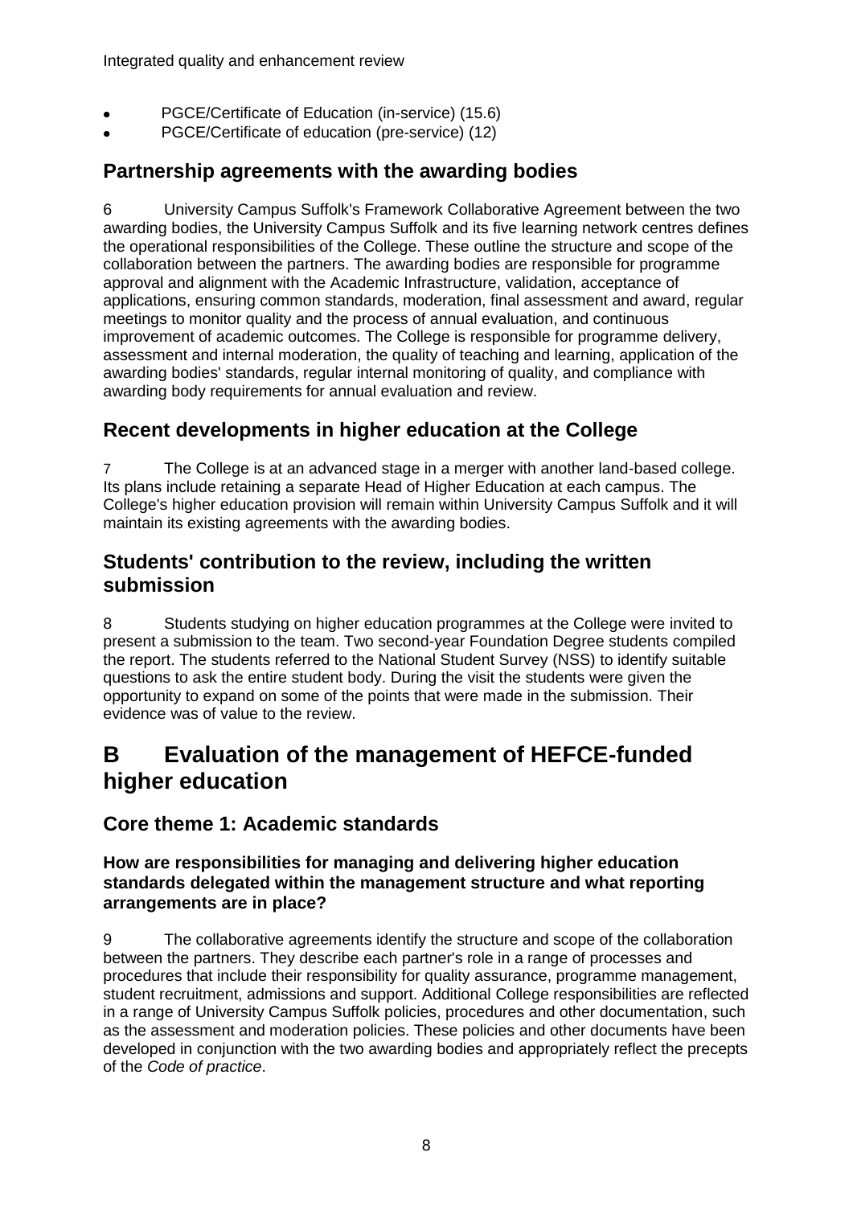- PGCE/Certificate of Education (in-service) (15.6)
- PGCE/Certificate of education (pre-service) (12)

## Partnership agreements with the awarding bodies

6 University Campus Suffolk's Framework Collaborative Agreement between the two awarding bodies, the University Campus Suffolk and its five learning network centres defines the operational responsibilities of the College. These outline the structure and scope of the collaboration between the partners. The awarding bodies are responsible for programme approval and alignment with the Academic Infrastructure, validation, acceptance of applications, ensuring common standards, moderation, final assessment and award, regular meetings to monitor quality and the process of annual evaluation, and continuous improvement of academic outcomes. The College is responsible for programme delivery, assessment and internal moderation, the quality of teaching and learning, application of the awarding bodies' standards, regular internal monitoring of quality, and compliance with awarding body requirements for annual evaluation and review.

## Recent developments in higher education at the College

7 The College is at an advanced stage in a merger with another land-based college. Its plans include retaining a separate Head of Higher Education at each campus. The College's higher education provision will remain within University Campus Suffolk and it will maintain its existing agreements with the awarding bodies.

## Students' contribution to the review, including the written submission

8 Students studying on higher education programmes at the College were invited to present a submission to the team. Two second-year Foundation Degree students compiled the report. The students referred to the National Student Survey (NSS) to identify suitable questions to ask the entire student body. During the visit the students were given the opportunity to expand on some of the points that were made in the submission. Their evidence was of value to the review.

# B Evaluation of the management of HEFCE-funded higher education

## Core theme 1: Academic standards

### How are responsibilities for managing and delivering higher education standards delegated within the management structure and what reporting arrangements are in place?

9 The collaborative agreements identify the structure and scope of the collaboration between the partners. They describe each partner's role in a range of processes and procedures that include their responsibility for quality assurance, programme management, student recruitment, admissions and support. Additional College responsibilities are reflected in a range of University Campus Suffolk policies, procedures and other documentation, such as the assessment and moderation policies. These policies and other documents have been developed in conjunction with the two awarding bodies and appropriately reflect the precepts of the *Code of practice*.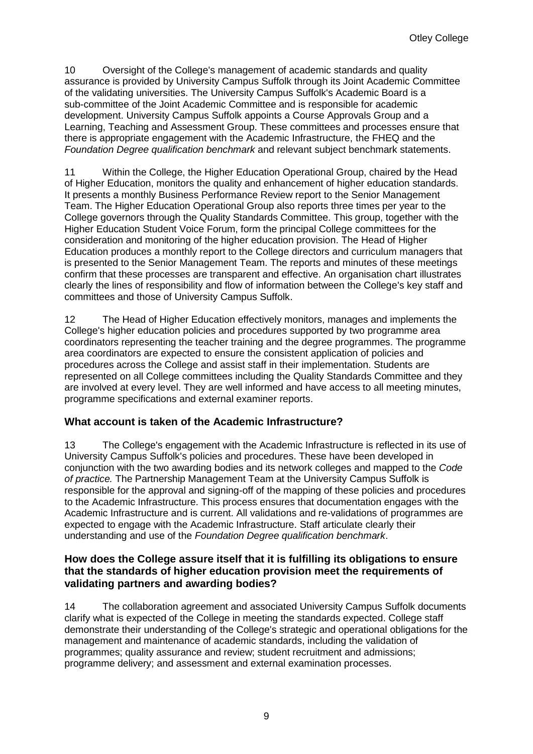10 Oversight of the College's management of academic standards and quality assurance is provided by University Campus Suffolk through its Joint Academic Committee of the validating universities. The University Campus Suffolk's Academic Board is a sub-committee of the Joint Academic Committee and is responsible for academic development. University Campus Suffolk appoints a Course Approvals Group and a Learning, Teaching and Assessment Group. These committees and processes ensure that there is appropriate engagement with the Academic Infrastructure, the FHEQ and the *Foundation Degree qualification benchmark* and relevant subject benchmark statements.

11 Within the College, the Higher Education Operational Group, chaired by the Head of Higher Education, monitors the quality and enhancement of higher education standards. It presents a monthly Business Performance Review report to the Senior Management Team. The Higher Education Operational Group also reports three times per year to the College governors through the Quality Standards Committee. This group, together with the Higher Education Student Voice Forum, form the principal College committees for the consideration and monitoring of the higher education provision. The Head of Higher Education produces a monthly report to the College directors and curriculum managers that is presented to the Senior Management Team. The reports and minutes of these meetings confirm that these processes are transparent and effective. An organisation chart illustrates clearly the lines of responsibility and flow of information between the College's key staff and committees and those of University Campus Suffolk.

12 The Head of Higher Education effectively monitors, manages and implements the College's higher education policies and procedures supported by two programme area coordinators representing the teacher training and the degree programmes. The programme area coordinators are expected to ensure the consistent application of policies and procedures across the College and assist staff in their implementation. Students are represented on all College committees including the Quality Standards Committee and they are involved at every level. They are well informed and have access to all meeting minutes, programme specifications and external examiner reports.

### What account is taken of the Academic Infrastructure?

13 The College's engagement with the Academic Infrastructure is reflected in its use of University Campus Suffolk's policies and procedures. These have been developed in conjunction with the two awarding bodies and its network colleges and mapped to the *Code of practice.* The Partnership Management Team at the University Campus Suffolk is responsible for the approval and signing-off of the mapping of these policies and procedures to the Academic Infrastructure. This process ensures that documentation engages with the Academic Infrastructure and is current. All validations and re-validations of programmes are expected to engage with the Academic Infrastructure. Staff articulate clearly their understanding and use of the *Foundation Degree qualification benchmark*.

### How does the College assure itself that it is fulfilling its obligations to ensure that the standards of higher education provision meet the requirements of validating partners and awarding bodies?

14 The collaboration agreement and associated University Campus Suffolk documents clarify what is expected of the College in meeting the standards expected. College staff demonstrate their understanding of the College's strategic and operational obligations for the management and maintenance of academic standards, including the validation of programmes; quality assurance and review; student recruitment and admissions; programme delivery; and assessment and external examination processes.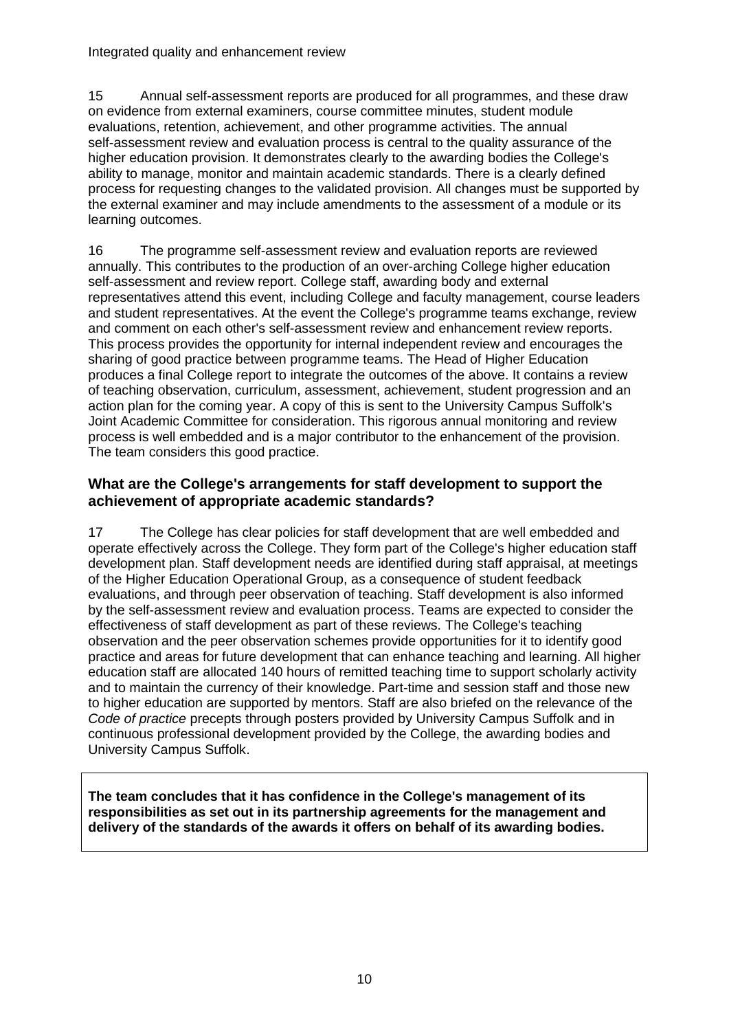15 Annual self-assessment reports are produced for all programmes, and these draw on evidence from external examiners, course committee minutes, student module evaluations, retention, achievement, and other programme activities. The annual self-assessment review and evaluation process is central to the quality assurance of the higher education provision. It demonstrates clearly to the awarding bodies the College's ability to manage, monitor and maintain academic standards. There is a clearly defined process for requesting changes to the validated provision. All changes must be supported by the external examiner and may include amendments to the assessment of a module or its learning outcomes.

16 The programme self-assessment review and evaluation reports are reviewed annually. This contributes to the production of an over-arching College higher education self-assessment and review report. College staff, awarding body and external representatives attend this event, including College and faculty management, course leaders and student representatives. At the event the College's programme teams exchange, review and comment on each other's self-assessment review and enhancement review reports. This process provides the opportunity for internal independent review and encourages the sharing of good practice between programme teams. The Head of Higher Education produces a final College report to integrate the outcomes of the above. It contains a review of teaching observation, curriculum, assessment, achievement, student progression and an action plan for the coming year. A copy of this is sent to the University Campus Suffolk's Joint Academic Committee for consideration. This rigorous annual monitoring and review process is well embedded and is a major contributor to the enhancement of the provision. The team considers this good practice.

### What are the College's arrangements for staff development to support the achievement of appropriate academic standards?

17 The College has clear policies for staff development that are well embedded and operate effectively across the College. They form part of the College's higher education staff development plan. Staff development needs are identified during staff appraisal, at meetings of the Higher Education Operational Group, as a consequence of student feedback evaluations, and through peer observation of teaching. Staff development is also informed by the self-assessment review and evaluation process. Teams are expected to consider the effectiveness of staff development as part of these reviews. The College's teaching observation and the peer observation schemes provide opportunities for it to identify good practice and areas for future development that can enhance teaching and learning. All higher education staff are allocated 140 hours of remitted teaching time to support scholarly activity and to maintain the currency of their knowledge. Part-time and session staff and those new to higher education are supported by mentors. Staff are also briefed on the relevance of the *Code of practice* precepts through posters provided by University Campus Suffolk and in continuous professional development provided by the College, the awarding bodies and University Campus Suffolk.

**The team concludes that it has confidence in the College's management of its responsibilities as set out in its partnership agreements for the management and delivery of the standards of the awards it offers on behalf of its awarding bodies.**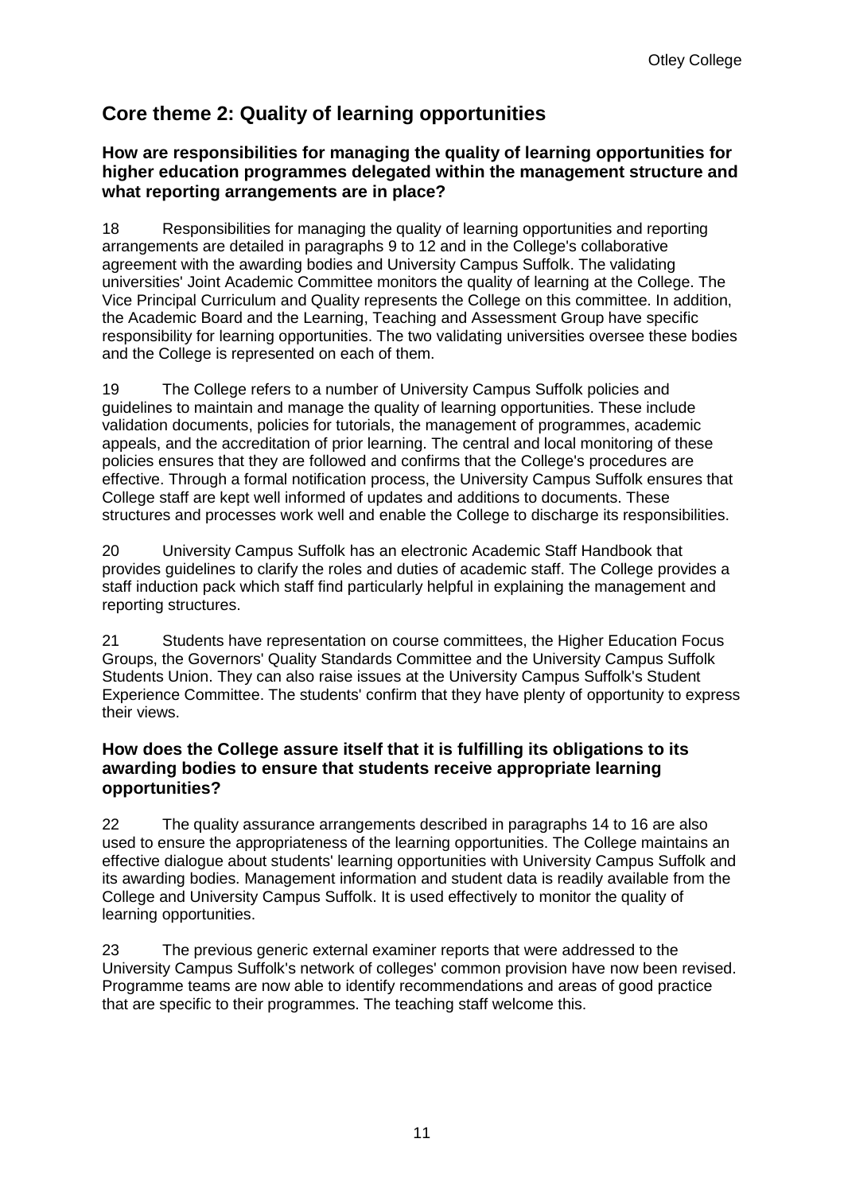## Core theme 2: Quality of learning opportunities

### How are responsibilities for managing the quality of learning opportunities for higher education programmes delegated within the management structure and what reporting arrangements are in place?

18 Responsibilities for managing the quality of learning opportunities and reporting arrangements are detailed in paragraphs 9 to 12 and in the College's collaborative agreement with the awarding bodies and University Campus Suffolk. The validating universities' Joint Academic Committee monitors the quality of learning at the College. The Vice Principal Curriculum and Quality represents the College on this committee. In addition, the Academic Board and the Learning, Teaching and Assessment Group have specific responsibility for learning opportunities. The two validating universities oversee these bodies and the College is represented on each of them.

19 The College refers to a number of University Campus Suffolk policies and guidelines to maintain and manage the quality of learning opportunities. These include validation documents, policies for tutorials, the management of programmes, academic appeals, and the accreditation of prior learning. The central and local monitoring of these policies ensures that they are followed and confirms that the College's procedures are effective. Through a formal notification process, the University Campus Suffolk ensures that College staff are kept well informed of updates and additions to documents. These structures and processes work well and enable the College to discharge its responsibilities.

20 University Campus Suffolk has an electronic Academic Staff Handbook that provides guidelines to clarify the roles and duties of academic staff. The College provides a staff induction pack which staff find particularly helpful in explaining the management and reporting structures.

21 Students have representation on course committees, the Higher Education Focus Groups, the Governors' Quality Standards Committee and the University Campus Suffolk Students Union. They can also raise issues at the University Campus Suffolk's Student Experience Committee. The students' confirm that they have plenty of opportunity to express their views.

### How does the College assure itself that it is fulfilling its obligations to its awarding bodies to ensure that students receive appropriate learning opportunities?

22 The quality assurance arrangements described in paragraphs 14 to 16 are also used to ensure the appropriateness of the learning opportunities. The College maintains an effective dialogue about students' learning opportunities with University Campus Suffolk and its awarding bodies. Management information and student data is readily available from the College and University Campus Suffolk. It is used effectively to monitor the quality of learning opportunities.

23 The previous generic external examiner reports that were addressed to the University Campus Suffolk's network of colleges' common provision have now been revised. Programme teams are now able to identify recommendations and areas of good practice that are specific to their programmes. The teaching staff welcome this.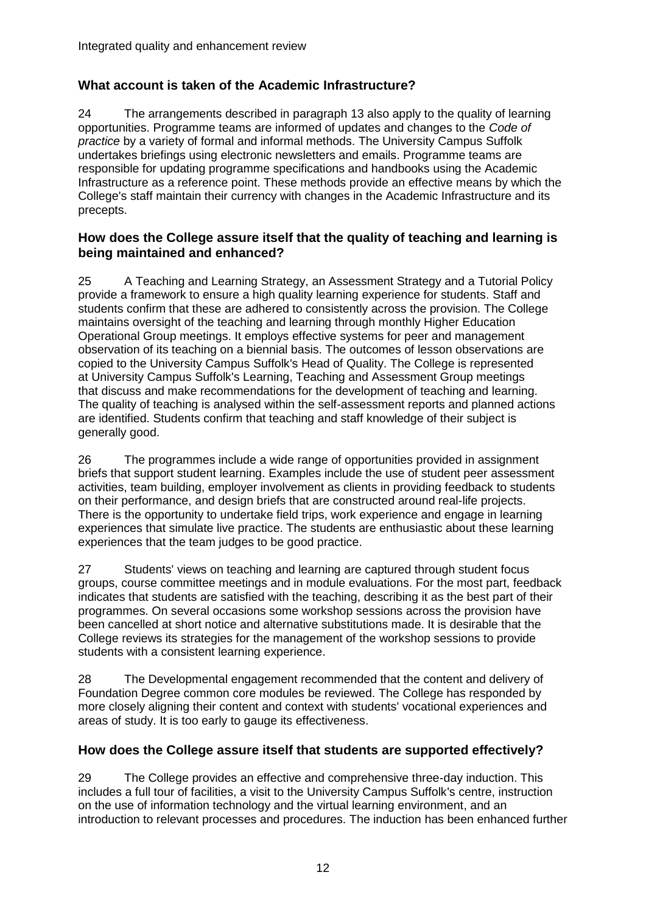## What account is taken of the Academic Infrastructure?

24 The arrangements described in paragraph 13 also apply to the quality of learning opportunities. Programme teams are informed of updates and changes to the *Code of practice* by a variety of formal and informal methods. The University Campus Suffolk undertakes briefings using electronic newsletters and emails. Programme teams are responsible for updating programme specifications and handbooks using the Academic Infrastructure as a reference point. These methods provide an effective means by which the College's staff maintain their currency with changes in the Academic Infrastructure and its precepts.

## How does the College assure itself that the quality of teaching and learning is being maintained and enhanced?

25 A Teaching and Learning Strategy, an Assessment Strategy and a Tutorial Policy provide a framework to ensure a high quality learning experience for students. Staff and students confirm that these are adhered to consistently across the provision. The College maintains oversight of the teaching and learning through monthly Higher Education Operational Group meetings. It employs effective systems for peer and management observation of its teaching on a biennial basis. The outcomes of lesson observations are copied to the University Campus Suffolk's Head of Quality. The College is represented at University Campus Suffolk's Learning, Teaching and Assessment Group meetings that discuss and make recommendations for the development of teaching and learning. The quality of teaching is analysed within the self-assessment reports and planned actions are identified. Students confirm that teaching and staff knowledge of their subject is generally good.

26 The programmes include a wide range of opportunities provided in assignment briefs that support student learning. Examples include the use of student peer assessment activities, team building, employer involvement as clients in providing feedback to students on their performance, and design briefs that are constructed around real-life projects. There is the opportunity to undertake field trips, work experience and engage in learning experiences that simulate live practice. The students are enthusiastic about these learning experiences that the team judges to be good practice.

27 Students' views on teaching and learning are captured through student focus groups, course committee meetings and in module evaluations. For the most part, feedback indicates that students are satisfied with the teaching, describing it as the best part of their programmes. On several occasions some workshop sessions across the provision have been cancelled at short notice and alternative substitutions made. It is desirable that the College reviews its strategies for the management of the workshop sessions to provide students with a consistent learning experience.

28 The Developmental engagement recommended that the content and delivery of Foundation Degree common core modules be reviewed. The College has responded by more closely aligning their content and context with students' vocational experiences and areas of study. It is too early to gauge its effectiveness.

## How does the College assure itself that students are supported effectively?

29 The College provides an effective and comprehensive three-day induction. This includes a full tour of facilities, a visit to the University Campus Suffolk's centre, instruction on the use of information technology and the virtual learning environment, and an introduction to relevant processes and procedures. The induction has been enhanced further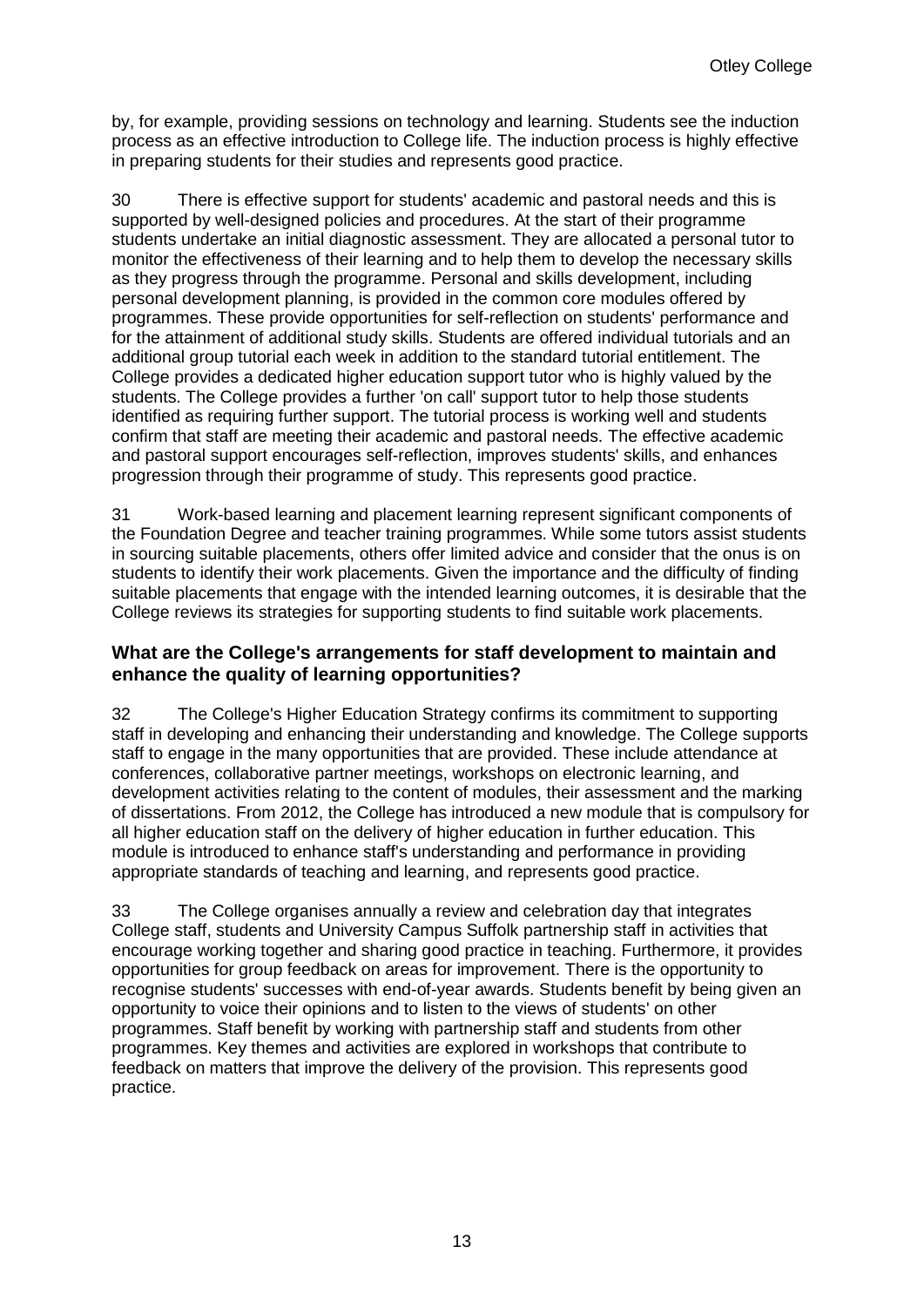by, for example, providing sessions on technology and learning. Students see the induction process as an effective introduction to College life. The induction process is highly effective in preparing students for their studies and represents good practice.

30 There is effective support for students' academic and pastoral needs and this is supported by well-designed policies and procedures. At the start of their programme students undertake an initial diagnostic assessment. They are allocated a personal tutor to monitor the effectiveness of their learning and to help them to develop the necessary skills as they progress through the programme. Personal and skills development, including personal development planning, is provided in the common core modules offered by programmes. These provide opportunities for self-reflection on students' performance and for the attainment of additional study skills. Students are offered individual tutorials and an additional group tutorial each week in addition to the standard tutorial entitlement. The College provides a dedicated higher education support tutor who is highly valued by the students. The College provides a further 'on call' support tutor to help those students identified as requiring further support. The tutorial process is working well and students confirm that staff are meeting their academic and pastoral needs. The effective academic and pastoral support encourages self-reflection, improves students' skills, and enhances progression through their programme of study. This represents good practice.

31 Work-based learning and placement learning represent significant components of the Foundation Degree and teacher training programmes. While some tutors assist students in sourcing suitable placements, others offer limited advice and consider that the onus is on students to identify their work placements. Given the importance and the difficulty of finding suitable placements that engage with the intended learning outcomes, it is desirable that the College reviews its strategies for supporting students to find suitable work placements.

### What are the College's arrangements for staff development to maintain and enhance the quality of learning opportunities?

32 The College's Higher Education Strategy confirms its commitment to supporting staff in developing and enhancing their understanding and knowledge. The College supports staff to engage in the many opportunities that are provided. These include attendance at conferences, collaborative partner meetings, workshops on electronic learning, and development activities relating to the content of modules, their assessment and the marking of dissertations. From 2012, the College has introduced a new module that is compulsory for all higher education staff on the delivery of higher education in further education. This module is introduced to enhance staff's understanding and performance in providing appropriate standards of teaching and learning, and represents good practice.

33 The College organises annually a review and celebration day that integrates College staff, students and University Campus Suffolk partnership staff in activities that encourage working together and sharing good practice in teaching. Furthermore, it provides opportunities for group feedback on areas for improvement. There is the opportunity to recognise students' successes with end-of-year awards. Students benefit by being given an opportunity to voice their opinions and to listen to the views of students' on other programmes. Staff benefit by working with partnership staff and students from other programmes. Key themes and activities are explored in workshops that contribute to feedback on matters that improve the delivery of the provision. This represents good practice.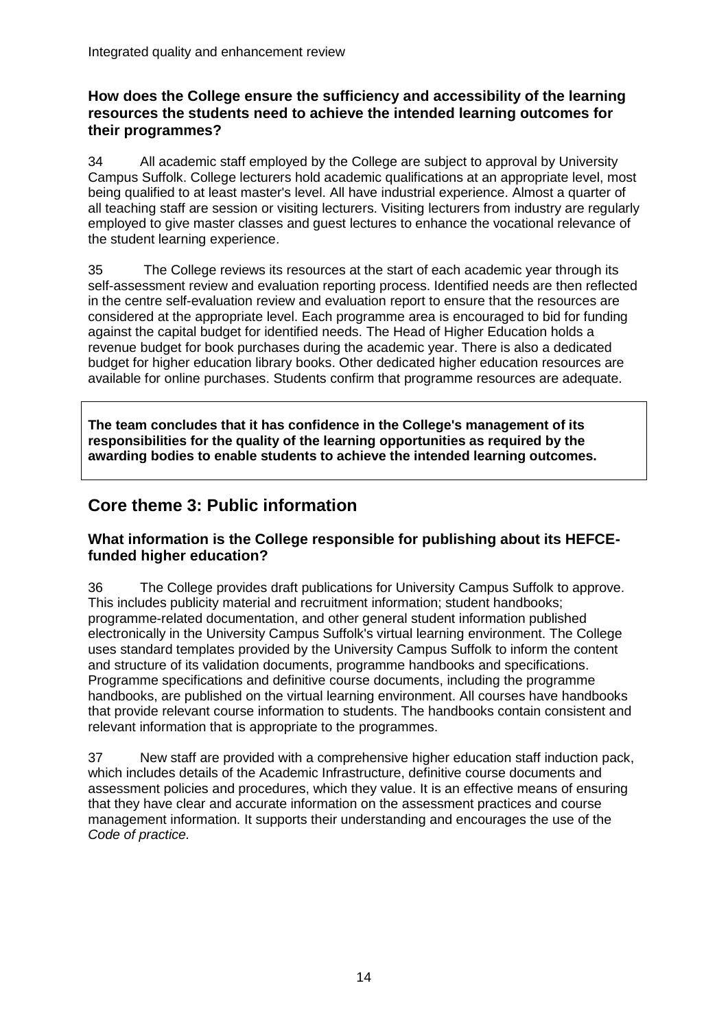### How does the College ensure the sufficiency and accessibility of the learning resources the students need to achieve the intended learning outcomes for their programmes?

34 All academic staff employed by the College are subject to approval by University Campus Suffolk. College lecturers hold academic qualifications at an appropriate level, most being qualified to at least master's level. All have industrial experience. Almost a quarter of all teaching staff are session or visiting lecturers. Visiting lecturers from industry are regularly employed to give master classes and guest lectures to enhance the vocational relevance of the student learning experience.

35 The College reviews its resources at the start of each academic year through its self-assessment review and evaluation reporting process. Identified needs are then reflected in the centre self-evaluation review and evaluation report to ensure that the resources are considered at the appropriate level. Each programme area is encouraged to bid for funding against the capital budget for identified needs. The Head of Higher Education holds a revenue budget for book purchases during the academic year. There is also a dedicated budget for higher education library books. Other dedicated higher education resources are available for online purchases. Students confirm that programme resources are adequate.

**The team concludes that it has confidence in the College's management of its responsibilities for the quality of the learning opportunities as required by the awarding bodies to enable students to achieve the intended learning outcomes.**

## Core theme 3: Public information

### What information is the College responsible for publishing about its HEFCE-funded higher education?

36 The College provides draft publications for University Campus Suffolk to approve. This includes publicity material and recruitment information; student handbooks; programme-related documentation, and other general student information published electronically in the University Campus Suffolk's virtual learning environment. The College uses standard templates provided by the University Campus Suffolk to inform the content and structure of its validation documents, programme handbooks and specifications. Programme specifications and definitive course documents, including the programme handbooks, are published on the virtual learning environment. All courses have handbooks that provide relevant course information to students. The handbooks contain consistent and relevant information that is appropriate to the programmes.

37 New staff are provided with a comprehensive higher education staff induction pack, which includes details of the Academic Infrastructure, definitive course documents and assessment policies and procedures, which they value. It is an effective means of ensuring that they have clear and accurate information on the assessment practices and course management information. It supports their understanding and encourages the use of the *Code of practice*.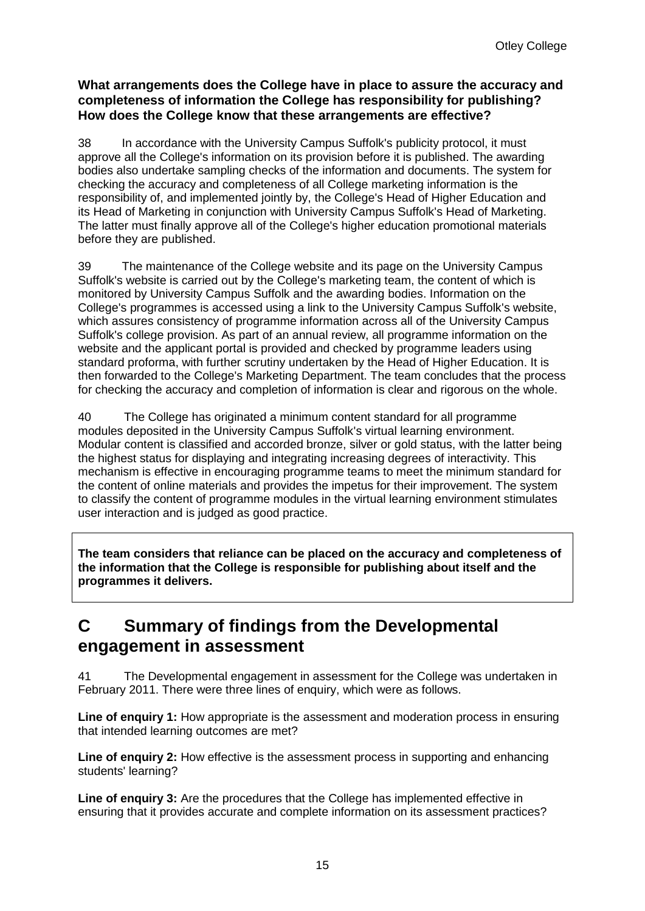**What arrangements does the College have in place to assure the accuracy and completeness of information the College has responsibility for publishing? How does the College know that these arrangements are effective?**

38 In accordance with the University Campus Suffolk's publicity protocol, it must approve all the College's information on its provision before it is published. The awarding bodies also undertake sampling checks of the information and documents. The system for checking the accuracy and completeness of all College marketing information is the responsibility of, and implemented jointly by, the College's Head of Higher Education and its Head of Marketing in conjunction with University Campus Suffolk's Head of Marketing. The latter must finally approve all of the College's higher education promotional materials before they are published.

39 The maintenance of the College website and its page on the University Campus Suffolk's website is carried out by the College's marketing team, the content of which is monitored by University Campus Suffolk and the awarding bodies. Information on the College's programmes is accessed using a link to the University Campus Suffolk's website, which assures consistency of programme information across all of the University Campus Suffolk's college provision. As part of an annual review, all programme information on the website and the applicant portal is provided and checked by programme leaders using standard proforma, with further scrutiny undertaken by the Head of Higher Education. It is then forwarded to the College's Marketing Department. The team concludes that the process for checking the accuracy and completion of information is clear and rigorous on the whole.

40 The College has originated a minimum content standard for all programme modules deposited in the University Campus Suffolk's virtual learning environment. Modular content is classified and accorded bronze, silver or gold status, with the latter being the highest status for displaying and integrating increasing degrees of interactivity. This mechanism is effective in encouraging programme teams to meet the minimum standard for the content of online materials and provides the impetus for their improvement. The system to classify the content of programme modules in the virtual learning environment stimulates user interaction and is judged as good practice.

**The team considers that reliance can be placed on the accuracy and completeness of the information that the College is responsible for publishing about itself and the programmes it delivers.**

## C Summary of findings from the Developmental engagement in assessment

41 The Developmental engagement in assessment for the College was undertaken in February 2011. There were three lines of enquiry, which were as follows.

**Line of enquiry 1:** How appropriate is the assessment and moderation process in ensuring that intended learning outcomes are met?

**Line of enquiry 2:** How effective is the assessment process in supporting and enhancing students' learning?

**Line of enquiry 3:** Are the procedures that the College has implemented effective in ensuring that it provides accurate and complete information on its assessment practices?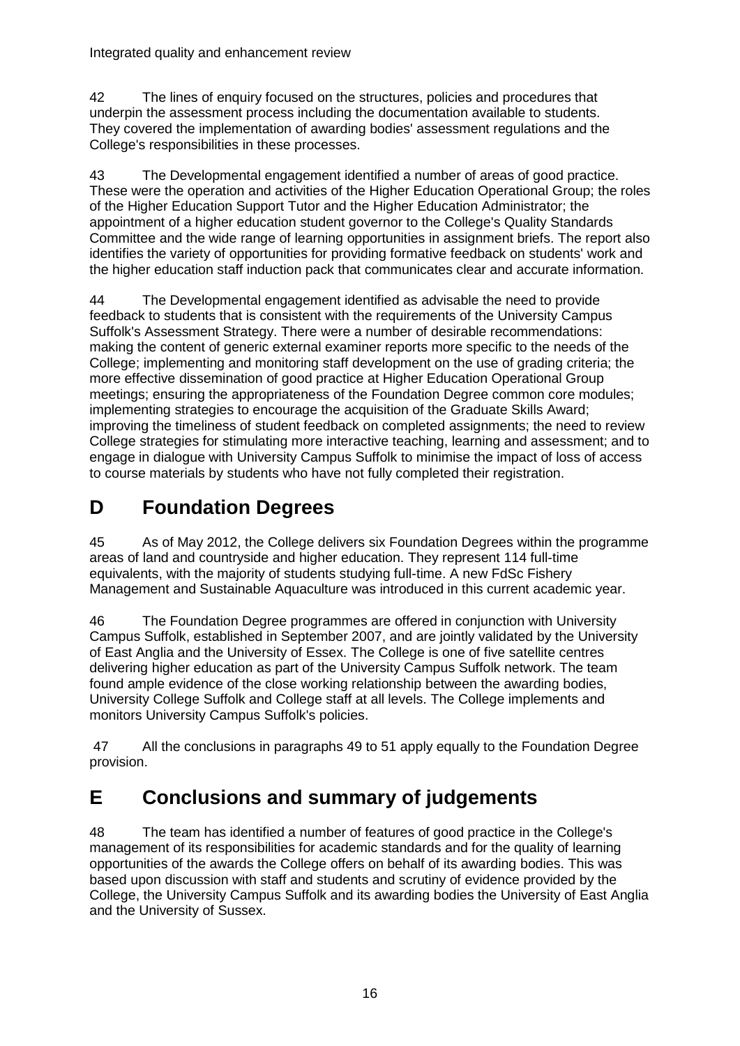42 The lines of enquiry focused on the structures, policies and procedures that underpin the assessment process including the documentation available to students. They covered the implementation of awarding bodies' assessment regulations and the College's responsibilities in these processes.

43 The Developmental engagement identified a number of areas of good practice. These were the operation and activities of the Higher Education Operational Group; the roles of the Higher Education Support Tutor and the Higher Education Administrator; the appointment of a higher education student governor to the College's Quality Standards Committee and the wide range of learning opportunities in assignment briefs. The report also identifies the variety of opportunities for providing formative feedback on students' work and the higher education staff induction pack that communicates clear and accurate information.

44 The Developmental engagement identified as advisable the need to provide feedback to students that is consistent with the requirements of the University Campus Suffolk's Assessment Strategy. There were a number of desirable recommendations: making the content of generic external examiner reports more specific to the needs of the College; implementing and monitoring staff development on the use of grading criteria; the more effective dissemination of good practice at Higher Education Operational Group meetings; ensuring the appropriateness of the Foundation Degree common core modules; implementing strategies to encourage the acquisition of the Graduate Skills Award; improving the timeliness of student feedback on completed assignments; the need to review College strategies for stimulating more interactive teaching, learning and assessment; and to engage in dialogue with University Campus Suffolk to minimise the impact of loss of access to course materials by students who have not fully completed their registration.

# D Foundation Degrees

45 As of May 2012, the College delivers six Foundation Degrees within the programme areas of land and countryside and higher education. They represent 114 full-time equivalents, with the majority of students studying full-time. A new FdSc Fishery Management and Sustainable Aquaculture was introduced in this current academic year.

46 The Foundation Degree programmes are offered in conjunction with University Campus Suffolk, established in September 2007, and are jointly validated by the University of East Anglia and the University of Essex. The College is one of five satellite centres delivering higher education as part of the University Campus Suffolk network. The team found ample evidence of the close working relationship between the awarding bodies, University College Suffolk and College staff at all levels. The College implements and monitors University Campus Suffolk's policies.

47 All the conclusions in paragraphs 49 to 51 apply equally to the Foundation Degree provision.

# E Conclusions and summary of judgements

48 The team has identified a number of features of good practice in the College's management of its responsibilities for academic standards and for the quality of learning opportunities of the awards the College offers on behalf of its awarding bodies. This was based upon discussion with staff and students and scrutiny of evidence provided by the College, the University Campus Suffolk and its awarding bodies the University of East Anglia and the University of Sussex.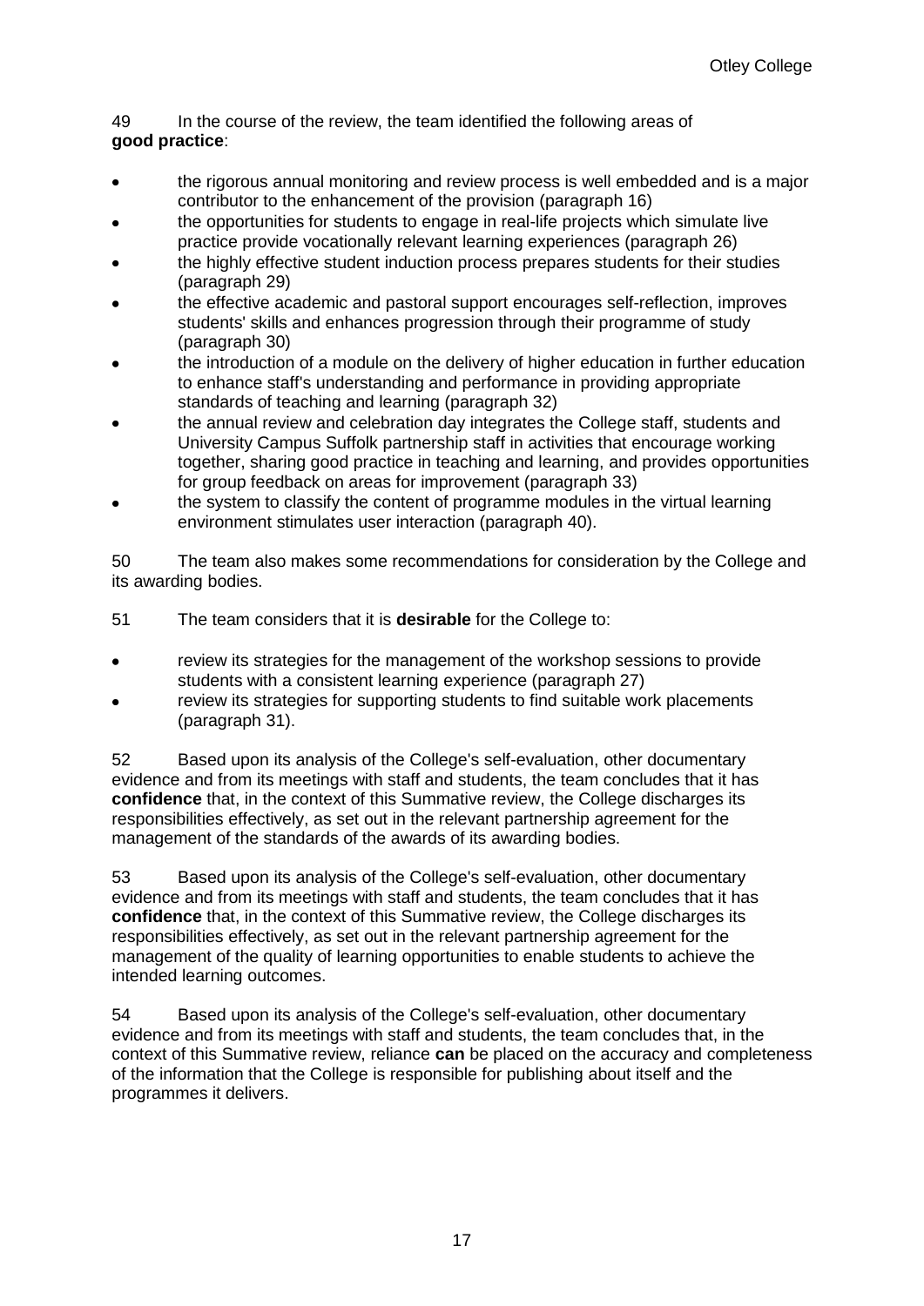49 In the course of the review, the team identified the following areas of **good practice**:

- the rigorous annual monitoring and review process is well embedded and is a major contributor to the enhancement of the provision (paragraph 16)
- the opportunities for students to engage in real-life projects which simulate live practice provide vocationally relevant learning experiences (paragraph 26)
- the highly effective student induction process prepares students for their studies (paragraph 29)
- the effective academic and pastoral support encourages self-reflection, improves students' skills and enhances progression through their programme of study (paragraph 30)
- the introduction of a module on the delivery of higher education in further education to enhance staff's understanding and performance in providing appropriate standards of teaching and learning (paragraph 32)
- the annual review and celebration day integrates the College staff, students and University Campus Suffolk partnership staff in activities that encourage working together, sharing good practice in teaching and learning, and provides opportunities for group feedback on areas for improvement (paragraph 33)
- the system to classify the content of programme modules in the virtual learning environment stimulates user interaction (paragraph 40).

50 The team also makes some recommendations for consideration by the College and its awarding bodies.

51 The team considers that it is **desirable** for the College to:

- review its strategies for the management of the workshop sessions to provide students with a consistent learning experience (paragraph 27)
- review its strategies for supporting students to find suitable work placements (paragraph 31).

52 Based upon its analysis of the College's self-evaluation, other documentary evidence and from its meetings with staff and students, the team concludes that it has **confidence** that, in the context of this Summative review, the College discharges its responsibilities effectively, as set out in the relevant partnership agreement for the management of the standards of the awards of its awarding bodies.

53 Based upon its analysis of the College's self-evaluation, other documentary evidence and from its meetings with staff and students, the team concludes that it has **confidence** that, in the context of this Summative review, the College discharges its responsibilities effectively, as set out in the relevant partnership agreement for the management of the quality of learning opportunities to enable students to achieve the intended learning outcomes.

54 Based upon its analysis of the College's self-evaluation, other documentary evidence and from its meetings with staff and students, the team concludes that, in the context of this Summative review, reliance **can** be placed on the accuracy and completeness of the information that the College is responsible for publishing about itself and the programmes it delivers.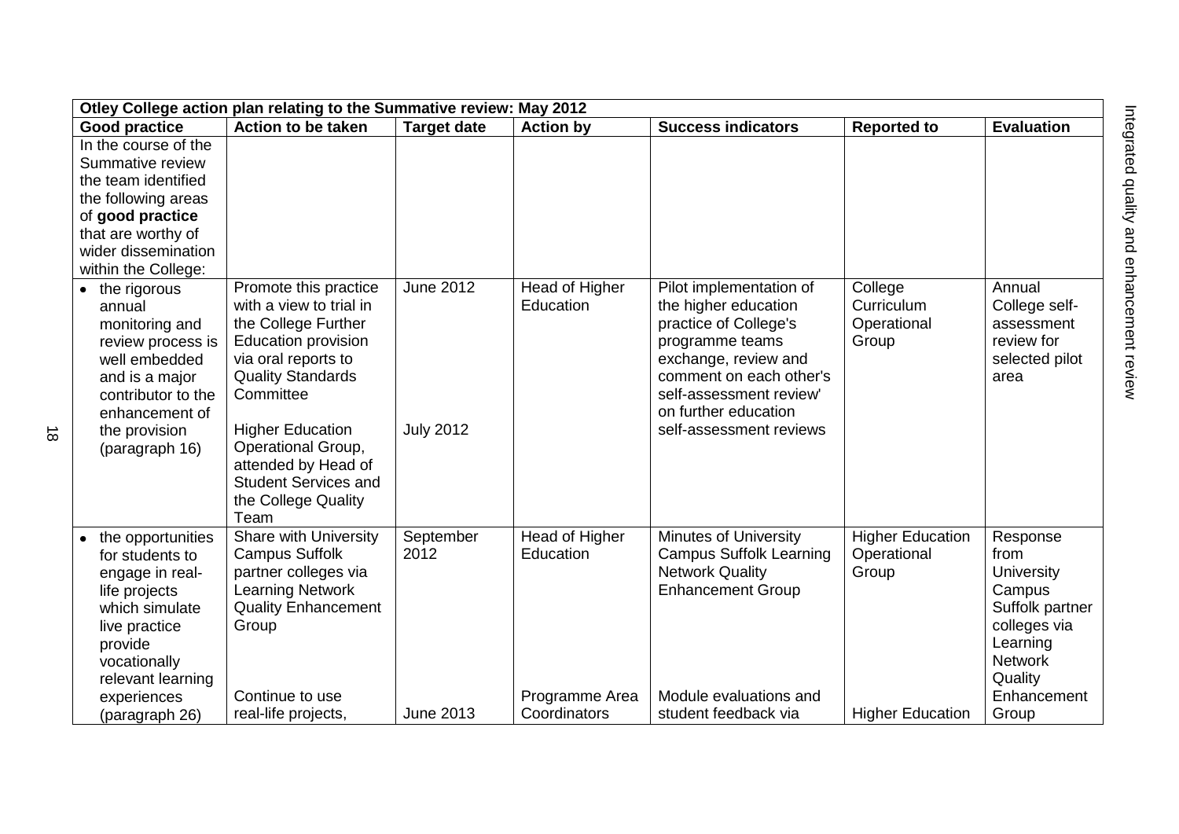| Otley College action plan relating to the Summative review: May 2012 | | | | | | |
|---|---|---|---|---|---|---|
| **Good practice** | **Action to be taken** | **Target date** | **Action by** | **Success indicators** | **Reported to** | **Evaluation** |
| In the course of the Summative review the team identified the following areas of **good practice** that are worthy of wider dissemination within the College: | | | | | | |
| • the rigorous annual monitoring and review process is well embedded and is a major contributor to the enhancement of the provision (paragraph 16) | Promote this practice with a view to trial in the College Further Education provision via oral reports to Quality Standards Committee<br><br>Higher Education Operational Group, attended by Head of Student Services and the College Quality Team | June 2012<br><br>July 2012 | Head of Higher Education | Pilot implementation of the higher education practice of College's programme teams exchange, review and comment on each other's self-assessment review' on further education self-assessment reviews | College Curriculum Operational Group | Annual College self-assessment review for selected pilot area |
| • the opportunities for students to engage in real-life projects which simulate live practice provide vocationally relevant learning experiences (paragraph 26) | Share with University Campus Suffolk partner colleges via Learning Network Quality Enhancement Group<br><br>Continue to use real-life projects, | September 2012<br><br>June 2013 | Head of Higher Education<br><br>Programme Area Coordinators | Minutes of University Campus Suffolk Learning Network Quality Enhancement Group<br><br>Module evaluations and student feedback via | Higher Education Operational Group<br><br>Higher Education | Response from University Campus Suffolk partner colleges via Learning Network Quality Enhancement Group |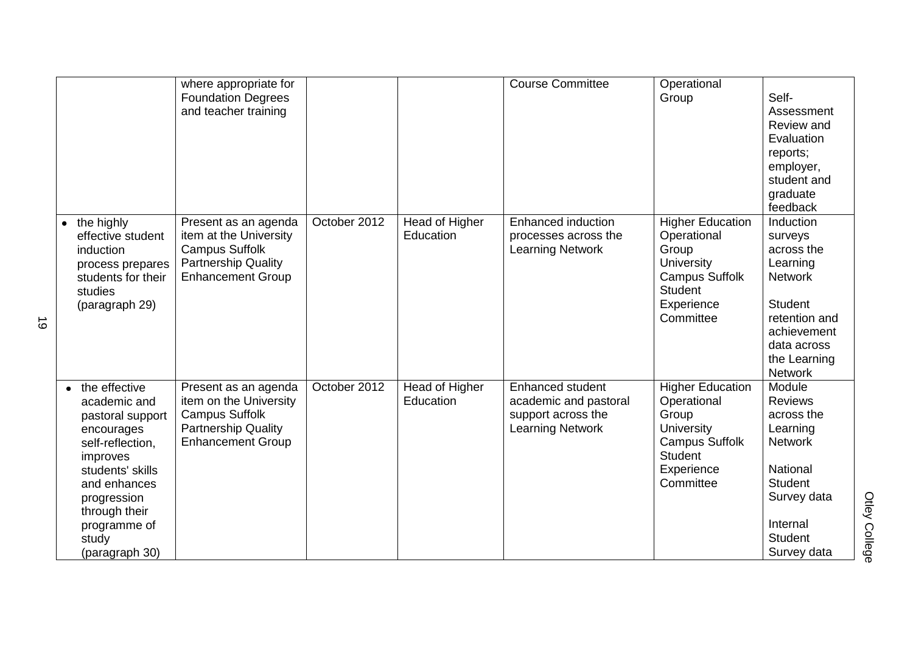|  | where appropriate for Foundation Degrees and teacher training |  |  | Course Committee | Operational Group | Self-Assessment Review and Evaluation reports; employer, student and graduate feedback |
|---|---|---|---|---|---|---|
| • the highly effective student induction process prepares students for their studies (paragraph 29) | Present as an agenda item at the University Campus Suffolk Partnership Quality Enhancement Group | October 2012 | Head of Higher Education | Enhanced induction processes across the Learning Network | Higher Education Operational Group University Campus Suffolk Student Experience Committee | Induction surveys across the Learning Network<br><br>Student retention and achievement data across the Learning Network |
| • the effective academic and pastoral support encourages self-reflection, improves students' skills and enhances progression through their programme of study (paragraph 30) | Present as an agenda item on the University Campus Suffolk Partnership Quality Enhancement Group | October 2012 | Head of Higher Education | Enhanced student academic and pastoral support across the Learning Network | Higher Education Operational Group University Campus Suffolk Student Experience Committee | Module Reviews across the Learning Network<br><br>National Student Survey data<br><br>Internal Student Survey data |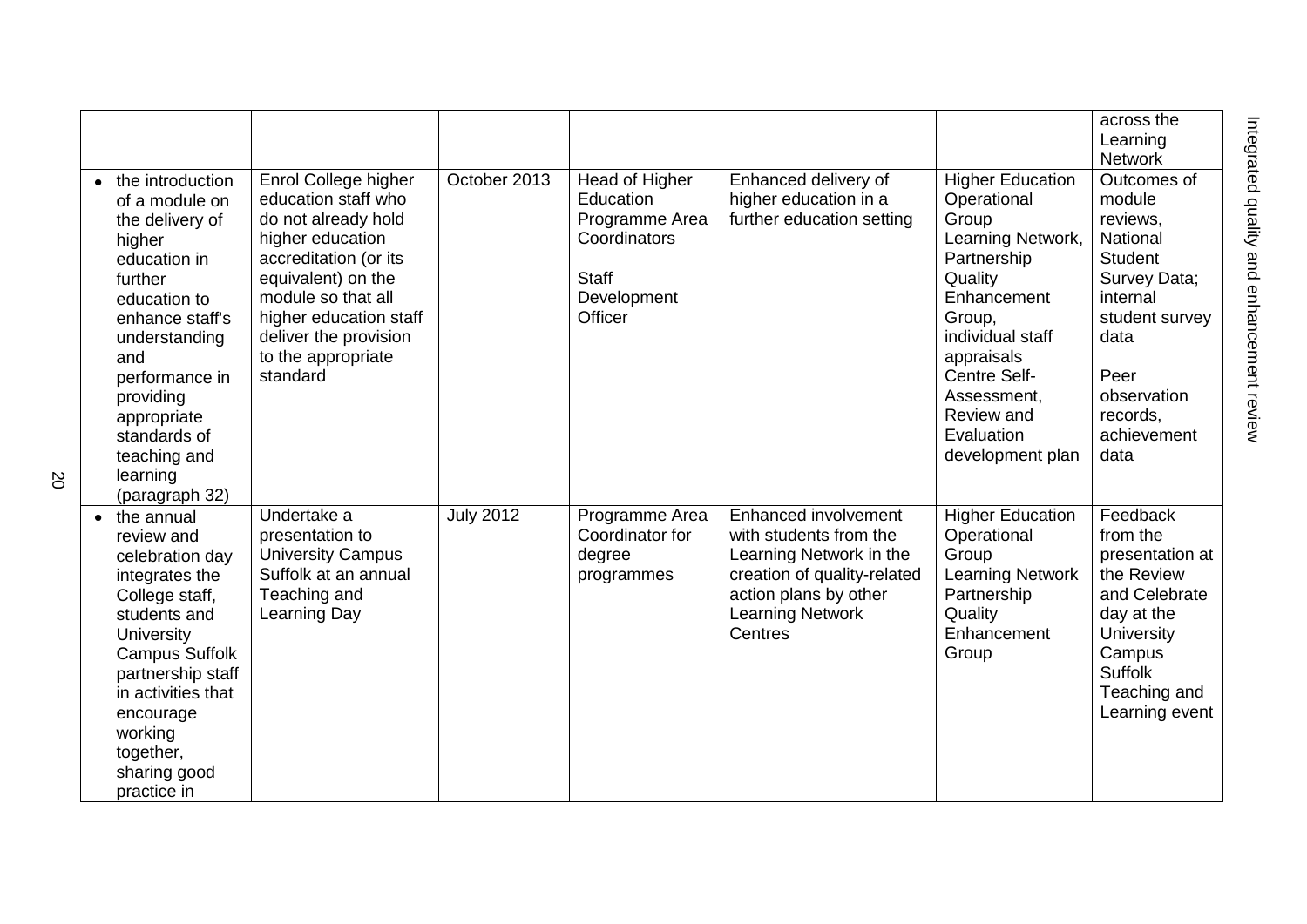| | | | | | | |
|---|---|---|---|---|---|---|
| | | | | | | across the Learning Network |
| • the introduction of a module on the delivery of higher education in further education to enhance staff's understanding and performance in providing appropriate standards of teaching and learning (paragraph 32) | Enrol College higher education staff who do not already hold higher education accreditation (or its equivalent) on the module so that all higher education staff deliver the provision to the appropriate standard | October 2013 | Head of Higher Education Programme Area Coordinators<br><br>Staff Development Officer | Enhanced delivery of higher education in a further education setting | Higher Education Operational Group Learning Network, Partnership Quality Enhancement Group, individual staff appraisals Centre Self-Assessment, Review and Evaluation development plan | Outcomes of module reviews, National Student Survey Data; internal student survey data<br><br>Peer observation records, achievement data |
| • the annual review and celebration day integrates the College staff, students and University Campus Suffolk partnership staff in activities that encourage working together, sharing good practice in | Undertake a presentation to University Campus Suffolk at an annual Teaching and Learning Day | July 2012 | Programme Area Coordinator for degree programmes | Enhanced involvement with students from the Learning Network in the creation of quality-related action plans by other Learning Network Centres | Higher Education Operational Group Learning Network Partnership Quality Enhancement Group | Feedback from the presentation at the Review and Celebrate day at the University Campus Suffolk Teaching and Learning event |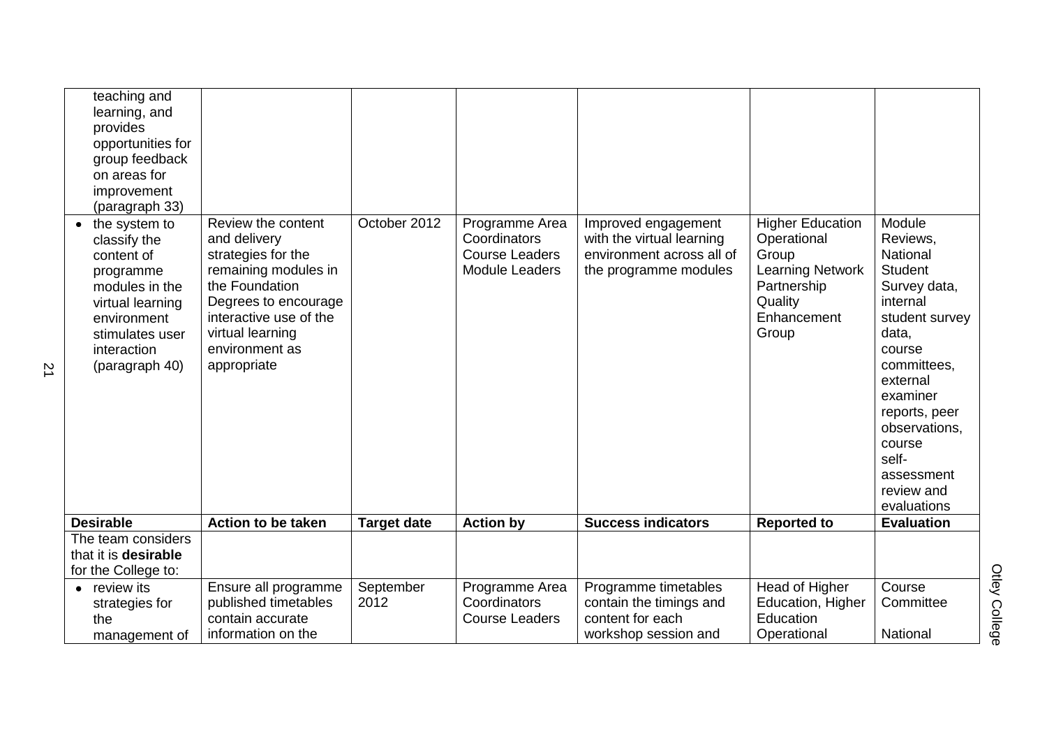| | | | | | | |
|---|---|---|---|---|---|---|
| teaching and learning, and provides opportunities for group feedback on areas for improvement (paragraph 33) | | | | | | |
| • the system to classify the content of programme modules in the virtual learning environment stimulates user interaction (paragraph 40) | Review the content and delivery strategies for the remaining modules in the Foundation Degrees to encourage interactive use of the virtual learning environment as appropriate | October 2012 | Programme Area Coordinators<br>Course Leaders<br>Module Leaders | Improved engagement with the virtual learning environment across all of the programme modules | Higher Education Operational Group<br>Learning Network Partnership Quality Enhancement Group | Module Reviews, National Student Survey data, internal student survey data, course committees, external examiner reports, peer observations, course self-assessment review and evaluations |
| **Desirable** | **Action to be taken** | **Target date** | **Action by** | **Success indicators** | **Reported to** | **Evaluation** |
| The team considers that it is **desirable** for the College to: | | | | | | |
| • review its strategies for the management of | Ensure all programme published timetables contain accurate information on the | September 2012 | Programme Area Coordinators<br>Course Leaders | Programme timetables contain the timings and content for each workshop session and | Head of Higher Education, Higher Education Operational | Course Committee<br><br>National |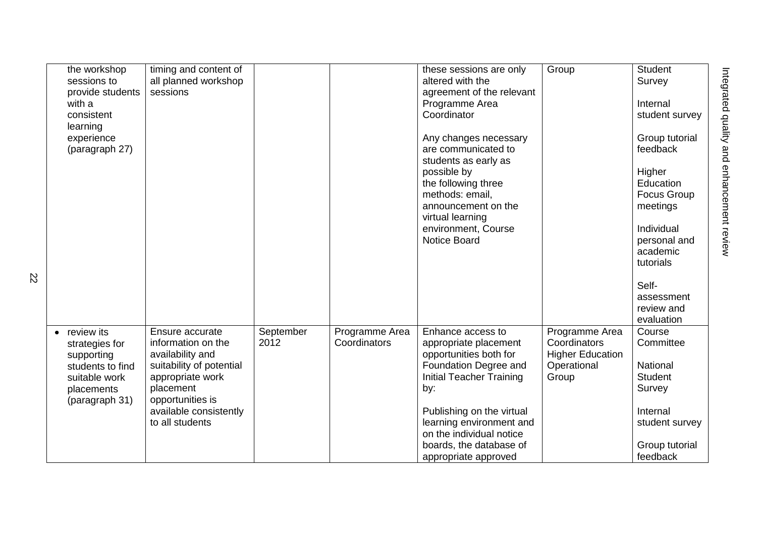| | | | | | | |
|---|---|---|---|---|---|---|
| the workshop sessions to provide students with a consistent learning experience (paragraph 27) | timing and content of all planned workshop sessions | | | these sessions are only altered with the agreement of the relevant Programme Area Coordinator<br><br>Any changes necessary are communicated to students as early as possible by the following three methods: email, announcement on the virtual learning environment, Course Notice Board | Group | Student Survey<br><br>Internal student survey<br><br>Group tutorial feedback<br><br>Higher Education Focus Group meetings<br><br>Individual personal and academic tutorials<br><br>Self-assessment review and evaluation |
| • review its strategies for supporting students to find suitable work placements (paragraph 31) | Ensure accurate information on the availability and suitability of potential appropriate work placement opportunities is available consistently to all students | September 2012 | Programme Area Coordinators | Enhance access to appropriate placement opportunities both for Foundation Degree and Initial Teacher Training by:<br><br>Publishing on the virtual learning environment and on the individual notice boards, the database of appropriate approved | Programme Area Coordinators<br>Higher Education Operational Group | Course Committee<br><br>National Student Survey<br><br>Internal student survey<br><br>Group tutorial feedback |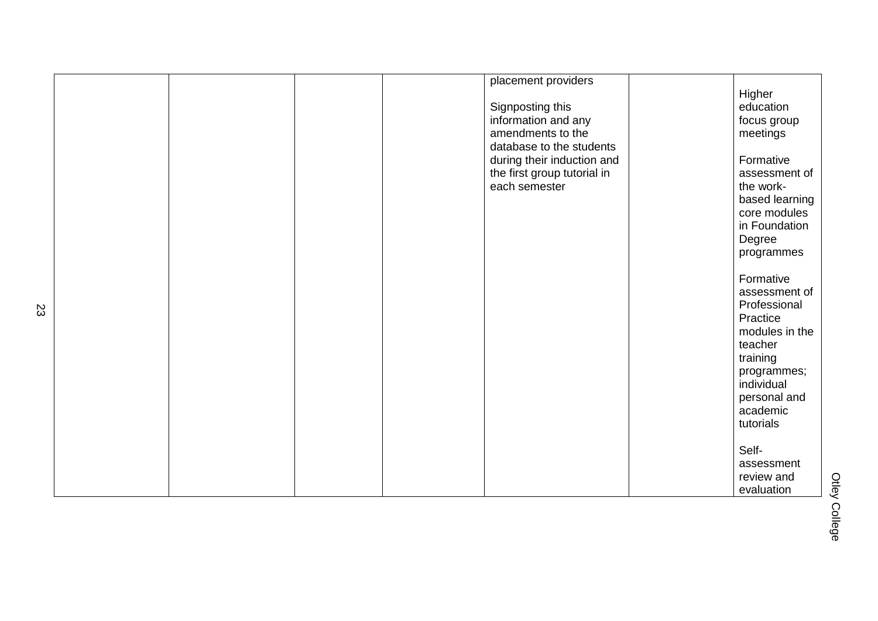| | | | | | | |
|---|---|---|---|---|---|---|
| | | | | placement providers<br><br>Signposting this information and any amendments to the database to the students during their induction and the first group tutorial in each semester | | Higher education focus group meetings<br><br>Formative assessment of the work-based learning core modules in Foundation Degree programmes<br><br>Formative assessment of Professional Practice modules in the teacher training programmes; individual personal and academic tutorials<br><br>Self-assessment review and evaluation |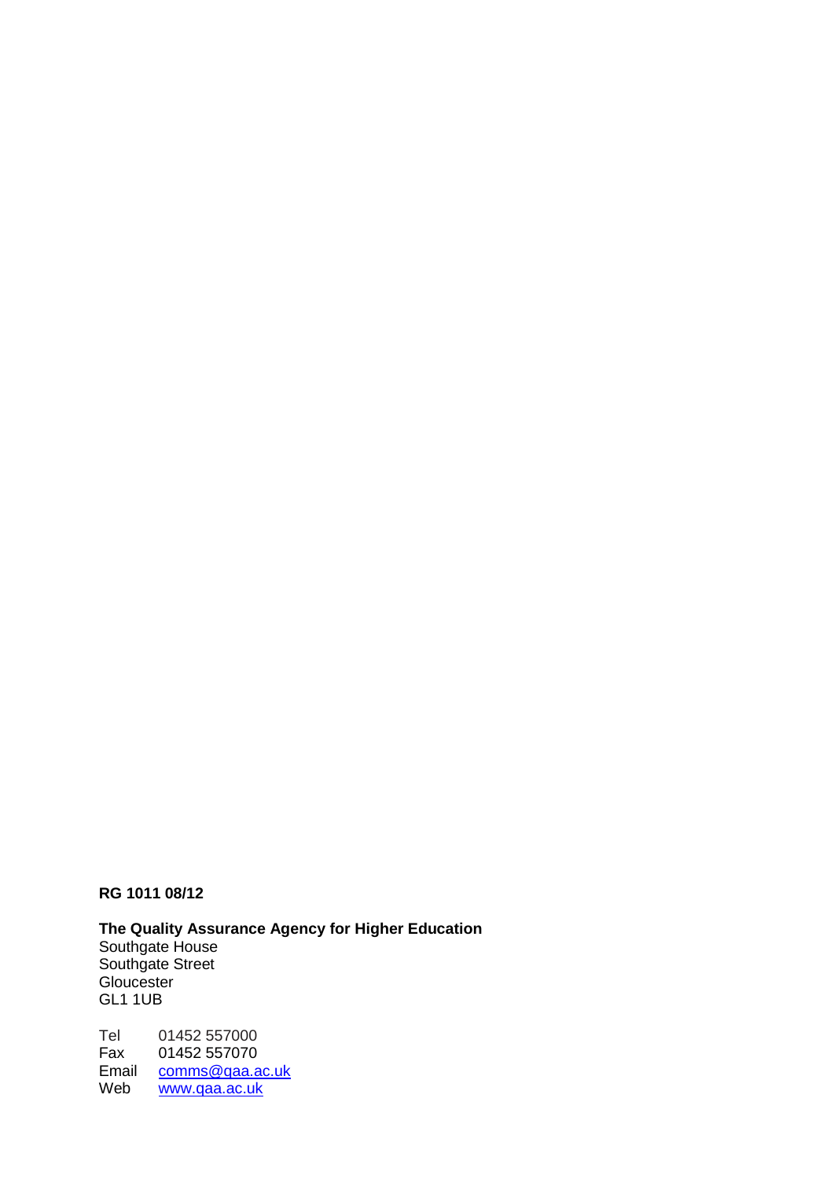**RG 1011 08/12**

**The Quality Assurance Agency for Higher Education**
Southgate House
Southgate Street
Gloucester
GL1 1UB

| | |
|---|---|
| Tel | 01452 557000 |
| Fax | 01452 557070 |
| Email | comms@qaa.ac.uk |
| Web | www.qaa.ac.uk |